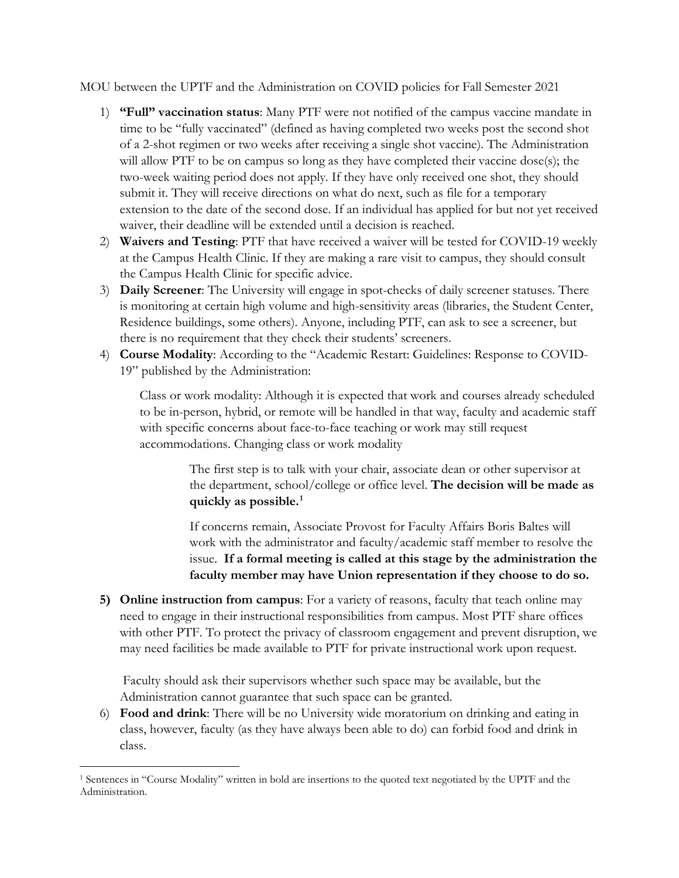MOU between the UPTF and the Administration on COVID policies for Fall Semester 2021

1) **"Full" vaccination status**: Many PTF were not notified of the campus vaccine mandate in time to be "fully vaccinated" (defined as having completed two weeks post the second shot of a 2-shot regimen or two weeks after receiving a single shot vaccine). The Administration will allow PTF to be on campus so long as they have completed their vaccine dose(s); the two-week waiting period does not apply. If they have only received one shot, they should submit it. They will receive directions on what do next, such as file for a temporary extension to the date of the second dose. If an individual has applied for but not yet received waiver, their deadline will be extended until a decision is reached.
2) **Waivers and Testing**: PTF that have received a waiver will be tested for COVID-19 weekly at the Campus Health Clinic. If they are making a rare visit to campus, they should consult the Campus Health Clinic for specific advice.
3) **Daily Screener**: The University will engage in spot-checks of daily screener statuses. There is monitoring at certain high volume and high-sensitivity areas (libraries, the Student Center, Residence buildings, some others). Anyone, including PTF, can ask to see a screener, but there is no requirement that they check their students' screeners.
4) **Course Modality**: According to the "Academic Restart: Guidelines: Response to COVID-19" published by the Administration:

   Class or work modality: Although it is expected that work and courses already scheduled to be in-person, hybrid, or remote will be handled in that way, faculty and academic staff with specific concerns about face-to-face teaching or work may still request accommodations. Changing class or work modality

   > The first step is to talk with your chair, associate dean or other supervisor at the department, school/college or office level. **The decision will be made as quickly as possible.**[1]
   >
   > If concerns remain, Associate Provost for Faculty Affairs Boris Baltes will work with the administrator and faculty/academic staff member to resolve the issue. **If a formal meeting is called at this stage by the administration the faculty member may have Union representation if they choose to do so.**

5) **Online instruction from campus**: For a variety of reasons, faculty that teach online may need to engage in their instructional responsibilities from campus. Most PTF share offices with other PTF. To protect the privacy of classroom engagement and prevent disruption, we may need facilities be made available to PTF for private instructional work upon request.

   Faculty should ask their supervisors whether such space may be available, but the Administration cannot guarantee that such space can be granted.
6) **Food and drink**: There will be no University wide moratorium on drinking and eating in class, however, faculty (as they have always been able to do) can forbid food and drink in class.

---

[1] Sentences in "Course Modality" written in bold are insertions to the quoted text negotiated by the UPTF and the Administration.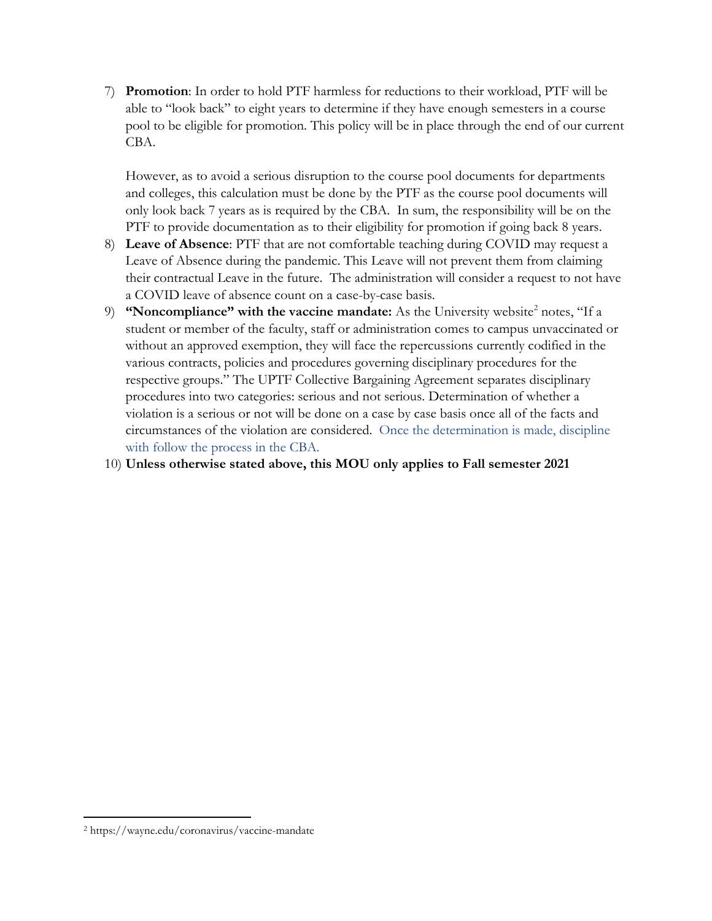7) **Promotion**: In order to hold PTF harmless for reductions to their workload, PTF will be able to "look back" to eight years to determine if they have enough semesters in a course pool to be eligible for promotion. This policy will be in place through the end of our current CBA.

   However, as to avoid a serious disruption to the course pool documents for departments and colleges, this calculation must be done by the PTF as the course pool documents will only look back 7 years as is required by the CBA. In sum, the responsibility will be on the PTF to provide documentation as to their eligibility for promotion if going back 8 years.

8) **Leave of Absence**: PTF that are not comfortable teaching during COVID may request a Leave of Absence during the pandemic. This Leave will not prevent them from claiming their contractual Leave in the future. The administration will consider a request to not have a COVID leave of absence count on a case-by-case basis.

9) **"Noncompliance" with the vaccine mandate:** As the University website[2] notes, "If a student or member of the faculty, staff or administration comes to campus unvaccinated or without an approved exemption, they will face the repercussions currently codified in the various contracts, policies and procedures governing disciplinary procedures for the respective groups." The UPTF Collective Bargaining Agreement separates disciplinary procedures into two categories: serious and not serious. Determination of whether a violation is a serious or not will be done on a case by case basis once all of the facts and circumstances of the violation are considered. Once the determination is made, discipline with follow the process in the CBA.

10) **Unless otherwise stated above, this MOU only applies to Fall semester 2021**

[2] https://wayne.edu/coronavirus/vaccine-mandate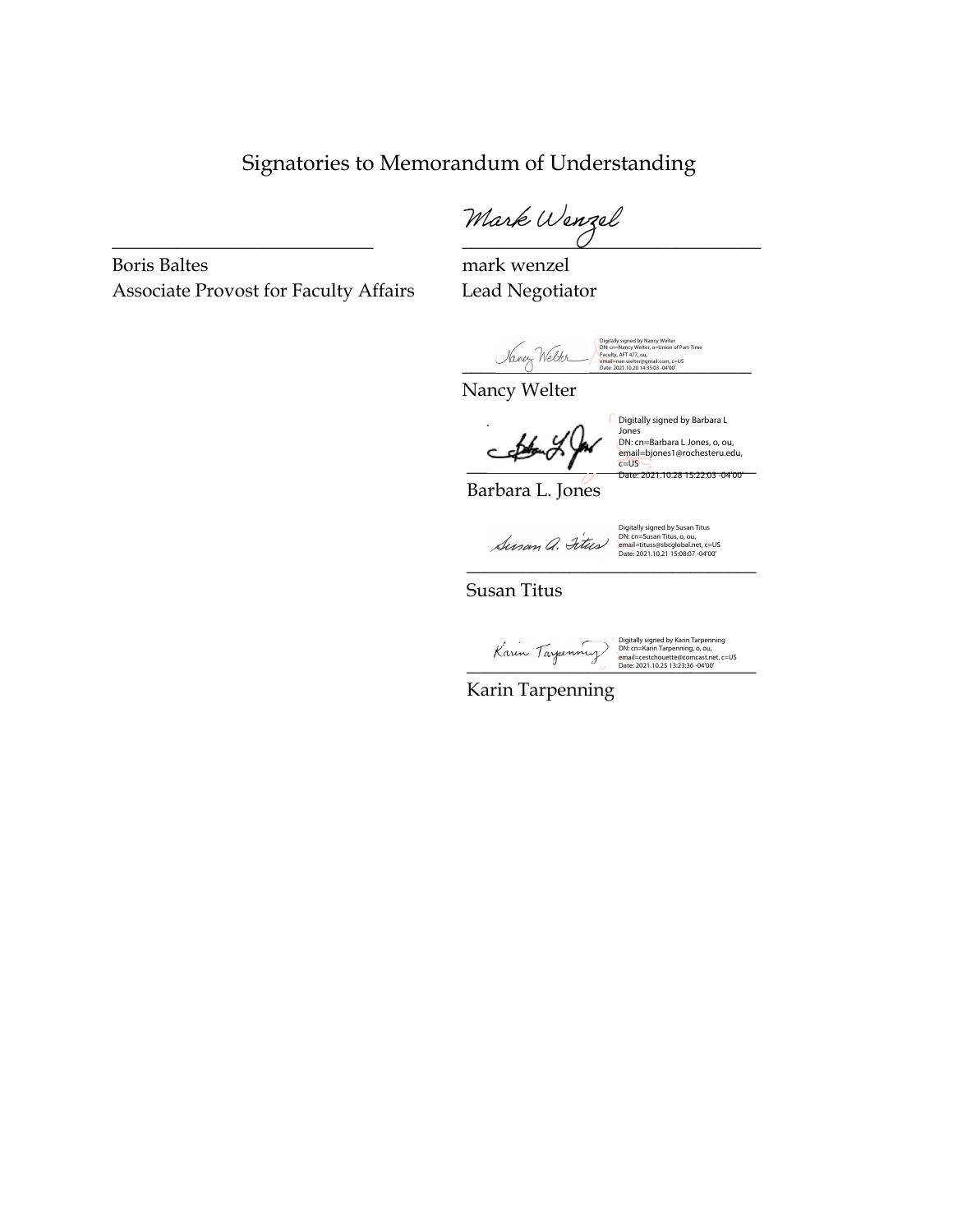# Signatories to Memorandum of Understanding

Mark Wenzel

\_\_\_\_\_\_\_\_\_\_\_\_\_\_\_\_\_\_\_\_\_\_\_\_\_\_\_\_\_\_ \_\_\_\_\_\_\_\_\_\_\_\_\_\_\_\_\_\_\_\_\_\_\_\_\_\_\_\_\_\_\_\_\_\_

Boris Baltes
Associate Provost for Faculty Affairs

mark wenzel
Lead Negotiator

Nancy Welter

Digitally signed by Nancy Welter
DN: cn=Nancy Welter, o=Union of Part-Time Faculty, AFT 477, ou, email=nan.welter@gmail.com, c=US
Date: 2021.10.20 14:35:03 -04'00'

Nancy Welter

Digitally signed by Barbara L Jones
DN: cn=Barbara L Jones, o, ou, email=bjones1@rochesteru.edu, c=US
Date: 2021.10.28 15:22:03 -04'00'

Barbara L. Jones

Susan A. Titus

Digitally signed by Susan Titus
DN: cn=Susan Titus, o, ou, email=tituss@sbcglobal.net, c=US
Date: 2021.10.21 15:08:07 -04'00'

Susan Titus

Karin Tarpenning

Digitally signed by Karin Tarpenning
DN: cn=Karin Tarpenning, o, ou, email=cestchouette@comcast.net, c=US
Date: 2021.10.25 13:23:36 -04'00'

Karin Tarpenning